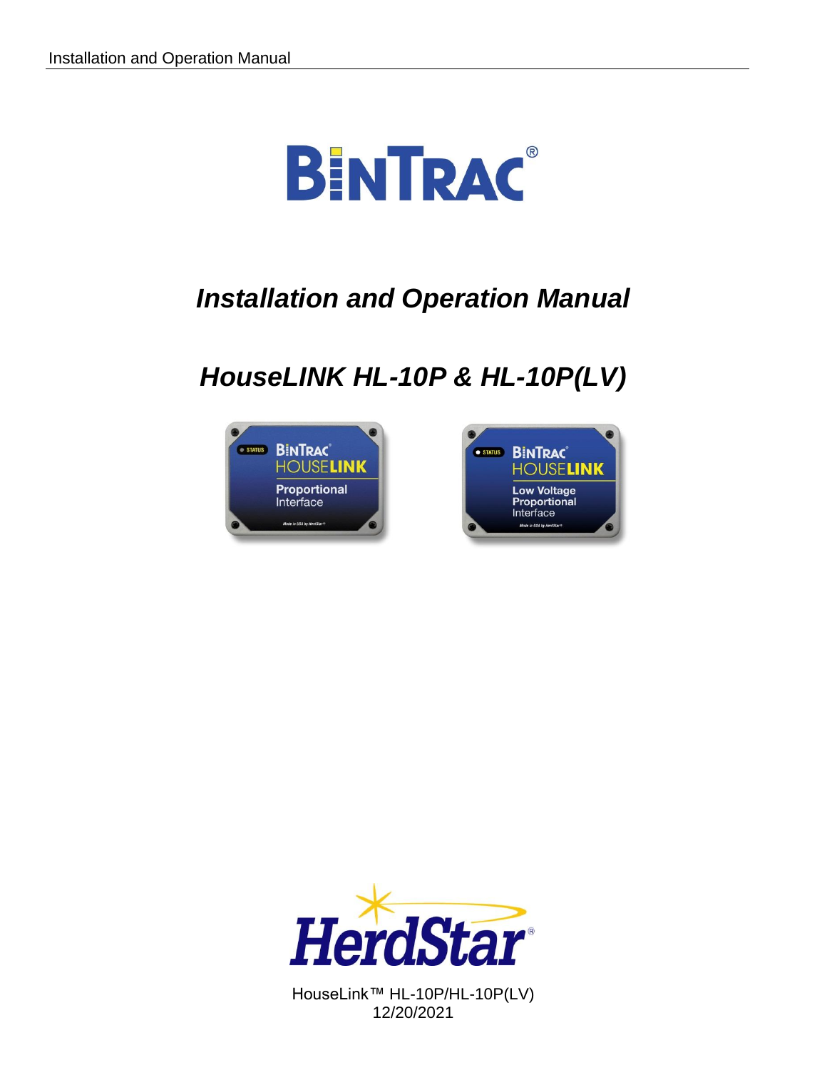# BINTRAC®

# *Installation and Operation Manual*

## *HouseLINK HL-10P & HL-10P(LV)*

HerdStar®

HouseLink™ HL-10P/HL-10P(LV)
12/20/2021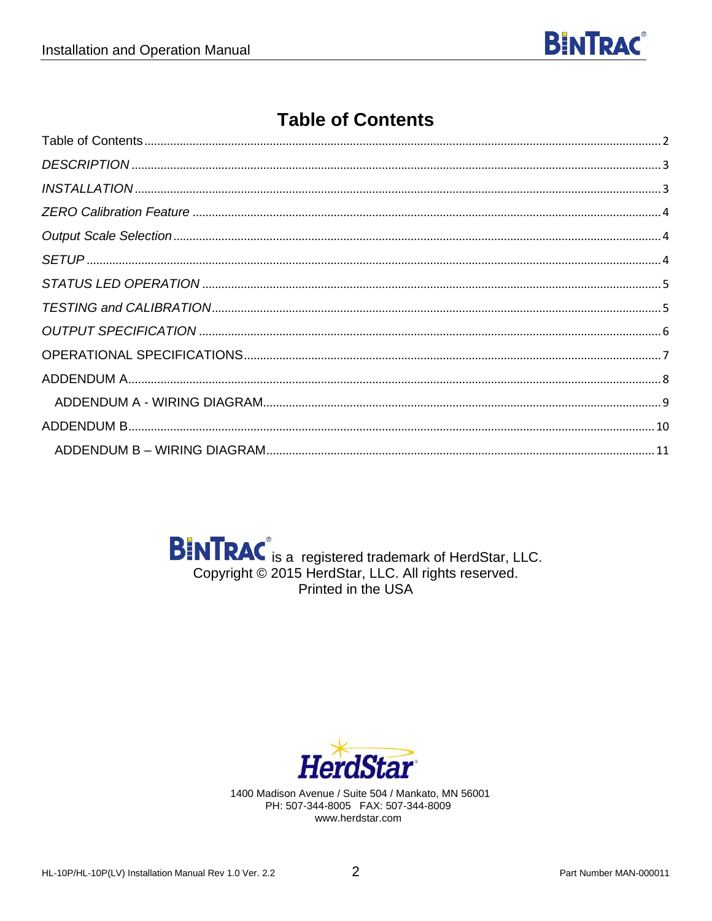# Table of Contents

Table of Contents ........ 2

*DESCRIPTION* ........ 3

*INSTALLATION* ........ 3

*ZERO Calibration Feature* ........ 4

*Output Scale Selection* ........ 4

*SETUP* ........ 4

*STATUS LED OPERATION* ........ 5

*TESTING and CALIBRATION* ........ 5

*OUTPUT SPECIFICATION* ........ 6

OPERATIONAL SPECIFICATIONS ........ 7

ADDENDUM A ........ 8

  ADDENDUM A - WIRING DIAGRAM ........ 9

ADDENDUM B ........ 10

  ADDENDUM B – WIRING DIAGRAM ........ 11

BINTRAC® is a registered trademark of HerdStar, LLC.
Copyright © 2015 HerdStar, LLC. All rights reserved.
Printed in the USA

HerdStar®

1400 Madison Avenue / Suite 504 / Mankato, MN 56001
PH: 507-344-8005 FAX: 507-344-8009
www.herdstar.com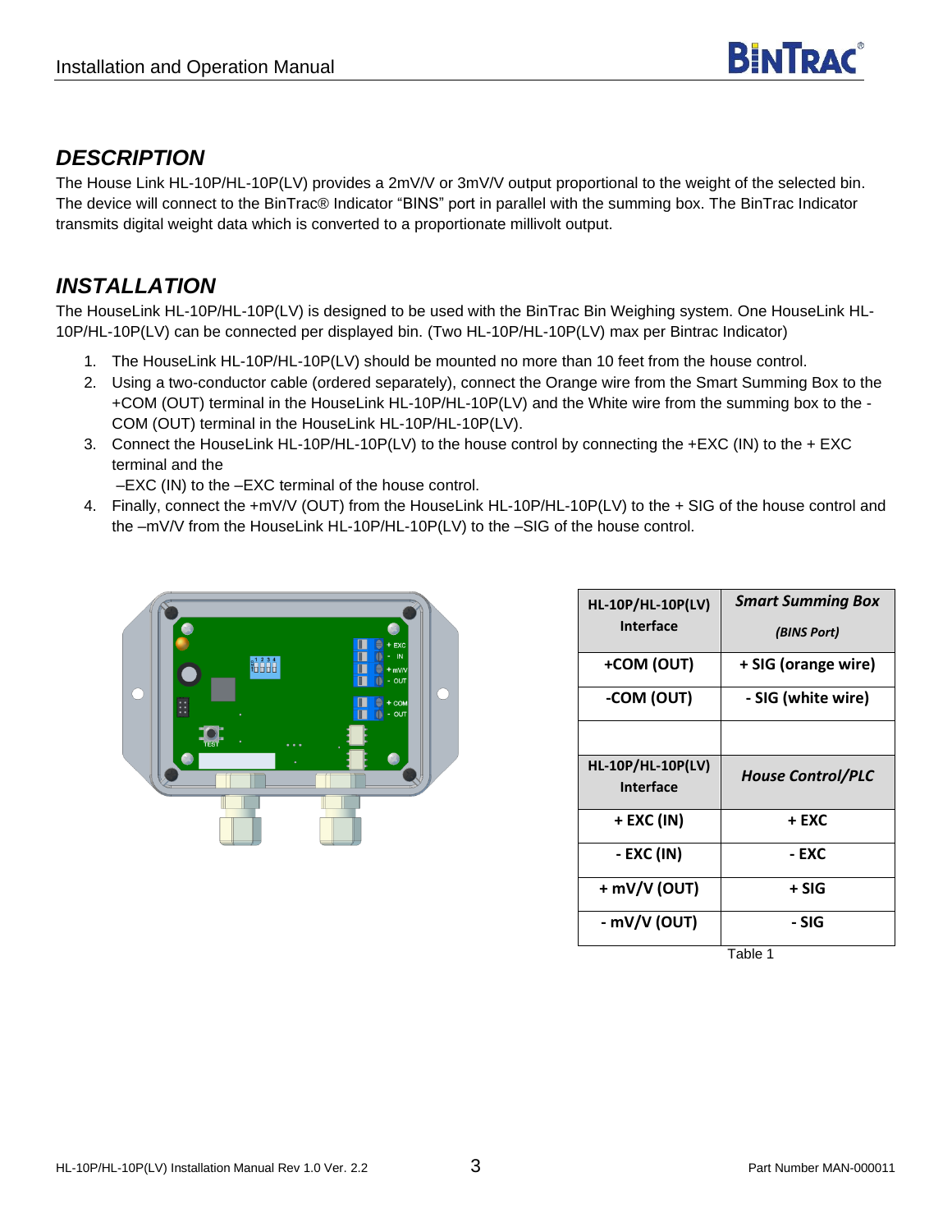## DESCRIPTION

The House Link HL-10P/HL-10P(LV) provides a 2mV/V or 3mV/V output proportional to the weight of the selected bin. The device will connect to the BinTrac® Indicator "BINS" port in parallel with the summing box. The BinTrac Indicator transmits digital weight data which is converted to a proportionate millivolt output.

## INSTALLATION

The HouseLink HL-10P/HL-10P(LV) is designed to be used with the BinTrac Bin Weighing system. One HouseLink HL-10P/HL-10P(LV) can be connected per displayed bin. (Two HL-10P/HL-10P(LV) max per Bintrac Indicator)

1. The HouseLink HL-10P/HL-10P(LV) should be mounted no more than 10 feet from the house control.
2. Using a two-conductor cable (ordered separately), connect the Orange wire from the Smart Summing Box to the +COM (OUT) terminal in the HouseLink HL-10P/HL-10P(LV) and the White wire from the summing box to the -COM (OUT) terminal in the HouseLink HL-10P/HL-10P(LV).
3. Connect the HouseLink HL-10P/HL-10P(LV) to the house control by connecting the +EXC (IN) to the + EXC terminal and the
   –EXC (IN) to the –EXC terminal of the house control.
4. Finally, connect the +mV/V (OUT) from the HouseLink HL-10P/HL-10P(LV) to the + SIG of the house control and the –mV/V from the HouseLink HL-10P/HL-10P(LV) to the –SIG of the house control.

| **HL-10P/HL-10P(LV) Interface** | ***Smart Summing Box*** ***(BINS Port)*** |
|---|---|
| **+COM (OUT)** | **+ SIG (orange wire)** |
| **-COM (OUT)** | **- SIG (white wire)** |
| | |
| **HL-10P/HL-10P(LV) Interface** | ***House Control/PLC*** |
| **+ EXC (IN)** | **+ EXC** |
| **- EXC (IN)** | **- EXC** |
| **+ mV/V (OUT)** | **+ SIG** |
| **- mV/V (OUT)** | **- SIG** |

Table 1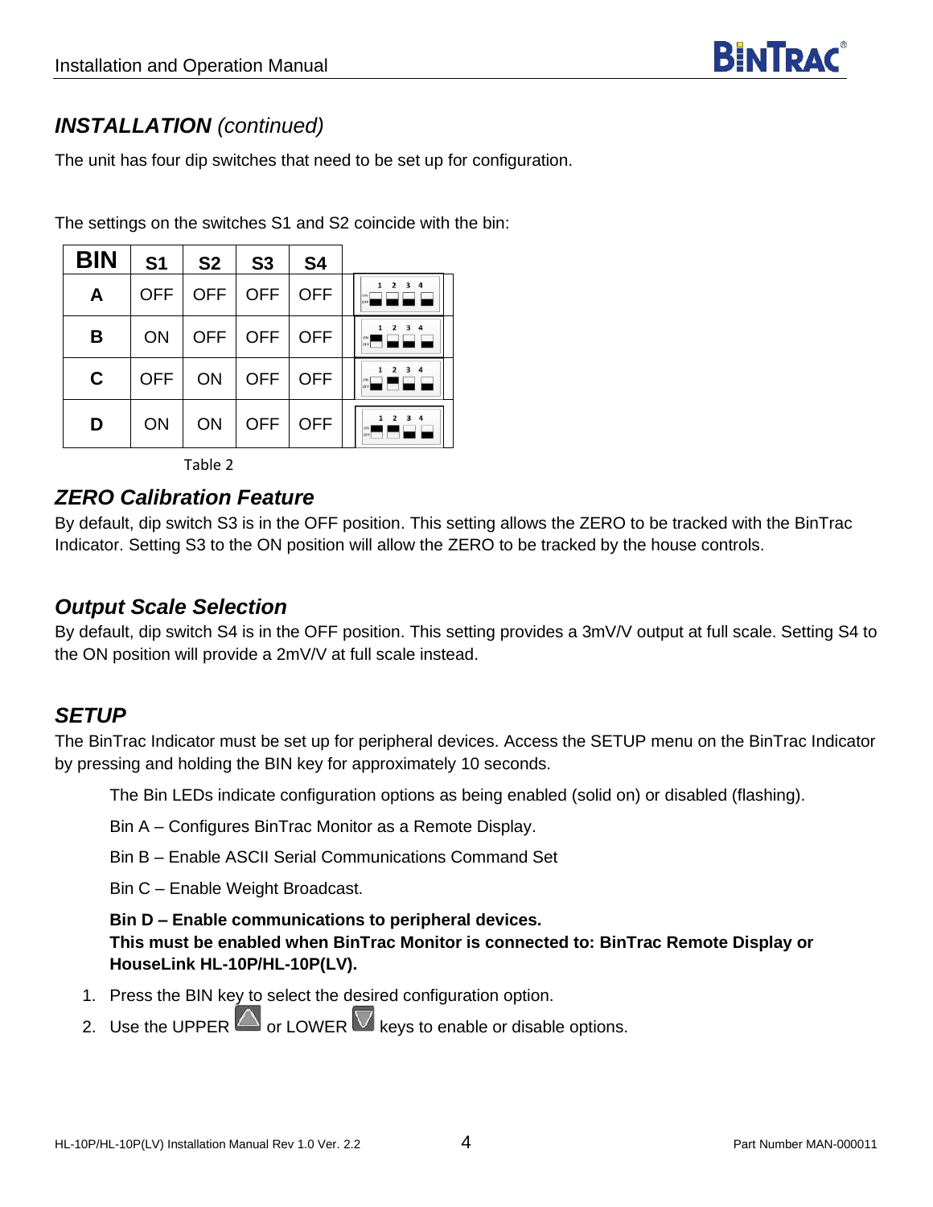## *INSTALLATION (continued)*

The unit has four dip switches that need to be set up for configuration.

The settings on the switches S1 and S2 coincide with the bin:

| BIN | S1 | S2 | S3 | S4 |
|---|---|---|---|---|
| A | OFF | OFF | OFF | OFF |
| B | ON | OFF | OFF | OFF |
| C | OFF | ON | OFF | OFF |
| D | ON | ON | OFF | OFF |

Table 2

## *ZERO Calibration Feature*

By default, dip switch S3 is in the OFF position. This setting allows the ZERO to be tracked with the BinTrac Indicator. Setting S3 to the ON position will allow the ZERO to be tracked by the house controls.

## *Output Scale Selection*

By default, dip switch S4 is in the OFF position. This setting provides a 3mV/V output at full scale. Setting S4 to the ON position will provide a 2mV/V at full scale instead.

## *SETUP*

The BinTrac Indicator must be set up for peripheral devices. Access the SETUP menu on the BinTrac Indicator by pressing and holding the BIN key for approximately 10 seconds.

The Bin LEDs indicate configuration options as being enabled (solid on) or disabled (flashing).

Bin A – Configures BinTrac Monitor as a Remote Display.

Bin B – Enable ASCII Serial Communications Command Set

Bin C – Enable Weight Broadcast.

**Bin D – Enable communications to peripheral devices.**
**This must be enabled when BinTrac Monitor is connected to: BinTrac Remote Display or HouseLink HL-10P/HL-10P(LV).**

1. Press the BIN key to select the desired configuration option.
2. Use the UPPER or LOWER keys to enable or disable options.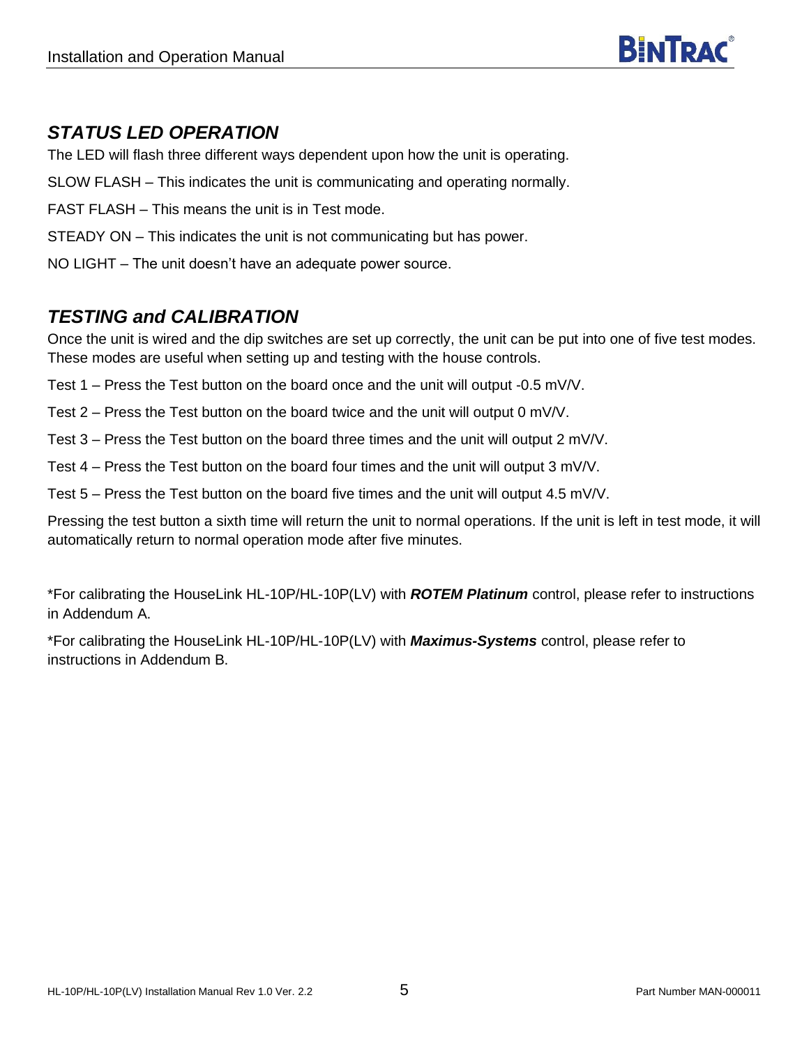## *STATUS LED OPERATION*

The LED will flash three different ways dependent upon how the unit is operating.

SLOW FLASH – This indicates the unit is communicating and operating normally.

FAST FLASH – This means the unit is in Test mode.

STEADY ON – This indicates the unit is not communicating but has power.

NO LIGHT – The unit doesn't have an adequate power source.

## *TESTING and CALIBRATION*

Once the unit is wired and the dip switches are set up correctly, the unit can be put into one of five test modes. These modes are useful when setting up and testing with the house controls.

Test 1 – Press the Test button on the board once and the unit will output -0.5 mV/V.

Test 2 – Press the Test button on the board twice and the unit will output 0 mV/V.

Test 3 – Press the Test button on the board three times and the unit will output 2 mV/V.

Test 4 – Press the Test button on the board four times and the unit will output 3 mV/V.

Test 5 – Press the Test button on the board five times and the unit will output 4.5 mV/V.

Pressing the test button a sixth time will return the unit to normal operations. If the unit is left in test mode, it will automatically return to normal operation mode after five minutes.

*For calibrating the HouseLink HL-10P/HL-10P(LV) with ***ROTEM Platinum*** control, please refer to instructions in Addendum A.

*For calibrating the HouseLink HL-10P/HL-10P(LV) with ***Maximus-Systems*** control, please refer to instructions in Addendum B.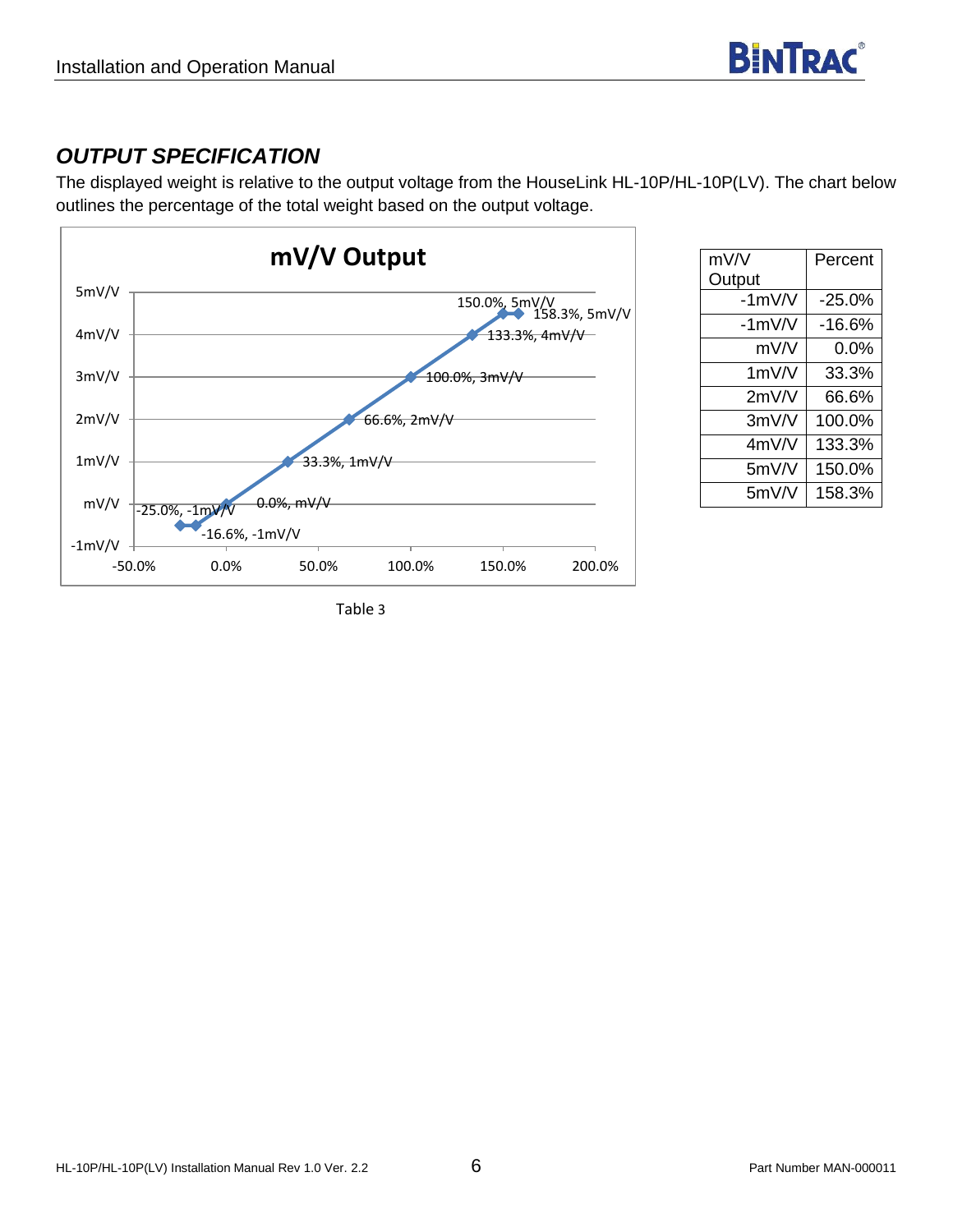## *OUTPUT SPECIFICATION*

The displayed weight is relative to the output voltage from the HouseLink HL-10P/HL-10P(LV). The chart below outlines the percentage of the total weight based on the output voltage.

| mV/V Output | Percent |
|---|---|
| -1mV/V | -25.0% |
| -1mV/V | -16.6% |
| mV/V | 0.0% |
| 1mV/V | 33.3% |
| 2mV/V | 66.6% |
| 3mV/V | 100.0% |
| 4mV/V | 133.3% |
| 5mV/V | 150.0% |
| 5mV/V | 158.3% |

Table 3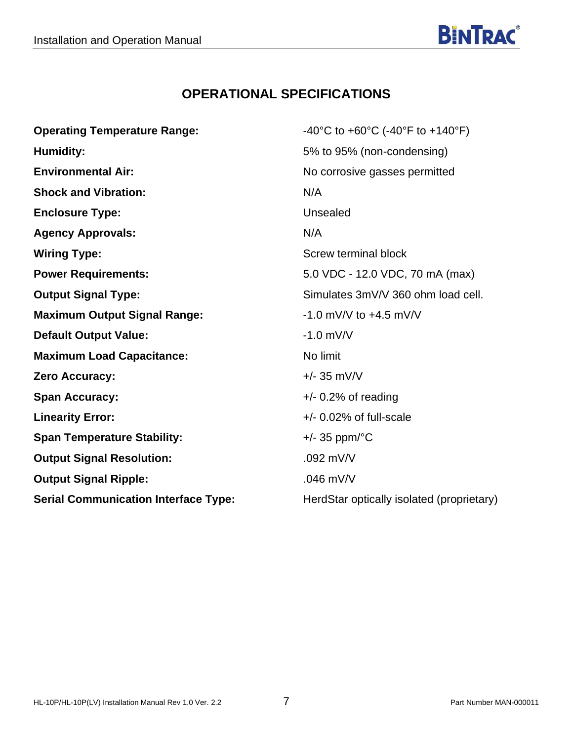## OPERATIONAL SPECIFICATIONS

| | |
|---|---|
| **Operating Temperature Range:** | -40°C to +60°C (-40°F to +140°F) |
| **Humidity:** | 5% to 95% (non-condensing) |
| **Environmental Air:** | No corrosive gasses permitted |
| **Shock and Vibration:** | N/A |
| **Enclosure Type:** | Unsealed |
| **Agency Approvals:** | N/A |
| **Wiring Type:** | Screw terminal block |
| **Power Requirements:** | 5.0 VDC - 12.0 VDC, 70 mA (max) |
| **Output Signal Type:** | Simulates 3mV/V 360 ohm load cell. |
| **Maximum Output Signal Range:** | -1.0 mV/V to +4.5 mV/V |
| **Default Output Value:** | -1.0 mV/V |
| **Maximum Load Capacitance:** | No limit |
| **Zero Accuracy:** | +/- 35 mV/V |
| **Span Accuracy:** | +/- 0.2% of reading |
| **Linearity Error:** | +/- 0.02% of full-scale |
| **Span Temperature Stability:** | +/- 35 ppm/°C |
| **Output Signal Resolution:** | .092 mV/V |
| **Output Signal Ripple:** | .046 mV/V |
| **Serial Communication Interface Type:** | HerdStar optically isolated (proprietary) |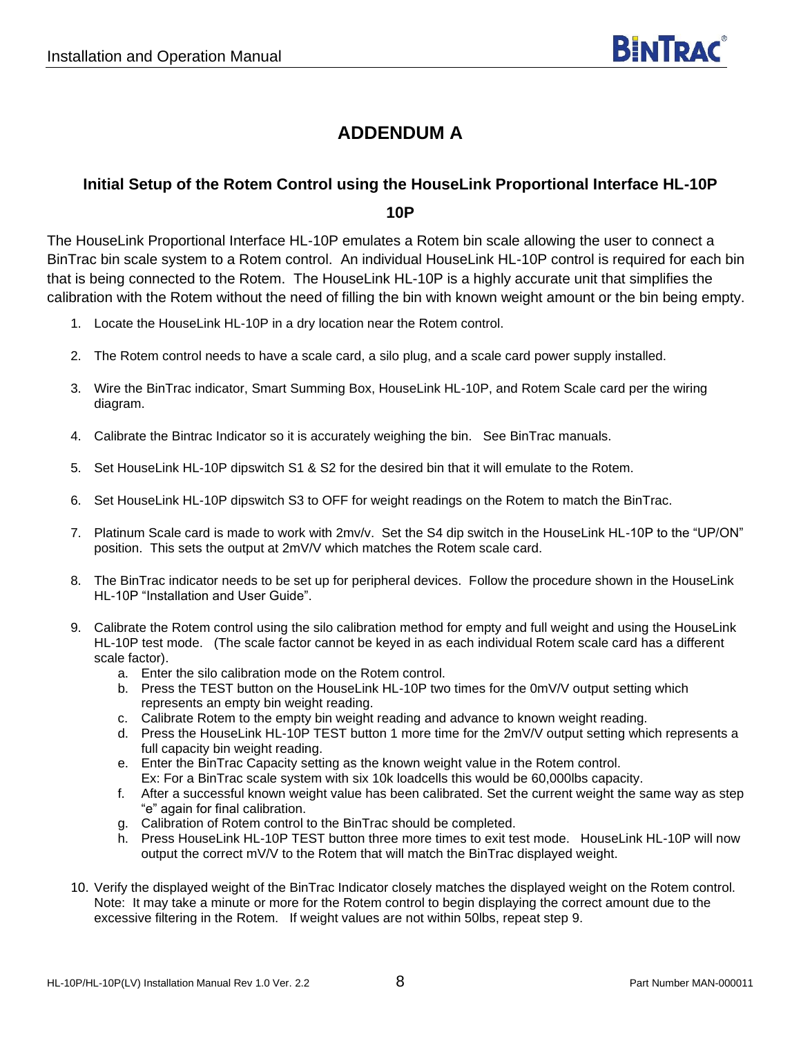# ADDENDUM A

## Initial Setup of the Rotem Control using the HouseLink Proportional Interface HL-10P

**10P**

The HouseLink Proportional Interface HL-10P emulates a Rotem bin scale allowing the user to connect a BinTrac bin scale system to a Rotem control. An individual HouseLink HL-10P control is required for each bin that is being connected to the Rotem. The HouseLink HL-10P is a highly accurate unit that simplifies the calibration with the Rotem without the need of filling the bin with known weight amount or the bin being empty.

1. Locate the HouseLink HL-10P in a dry location near the Rotem control.
2. The Rotem control needs to have a scale card, a silo plug, and a scale card power supply installed.
3. Wire the BinTrac indicator, Smart Summing Box, HouseLink HL-10P, and Rotem Scale card per the wiring diagram.
4. Calibrate the Bintrac Indicator so it is accurately weighing the bin. See BinTrac manuals.
5. Set HouseLink HL-10P dipswitch S1 & S2 for the desired bin that it will emulate to the Rotem.
6. Set HouseLink HL-10P dipswitch S3 to OFF for weight readings on the Rotem to match the BinTrac.
7. Platinum Scale card is made to work with 2mv/v. Set the S4 dip switch in the HouseLink HL-10P to the "UP/ON" position. This sets the output at 2mV/V which matches the Rotem scale card.
8. The BinTrac indicator needs to be set up for peripheral devices. Follow the procedure shown in the HouseLink HL-10P "Installation and User Guide".
9. Calibrate the Rotem control using the silo calibration method for empty and full weight and using the HouseLink HL-10P test mode. (The scale factor cannot be keyed in as each individual Rotem scale card has a different scale factor).
   a. Enter the silo calibration mode on the Rotem control.
   b. Press the TEST button on the HouseLink HL-10P two times for the 0mV/V output setting which represents an empty bin weight reading.
   c. Calibrate Rotem to the empty bin weight reading and advance to known weight reading.
   d. Press the HouseLink HL-10P TEST button 1 more time for the 2mV/V output setting which represents a full capacity bin weight reading.
   e. Enter the BinTrac Capacity setting as the known weight value in the Rotem control.
      Ex: For a BinTrac scale system with six 10k loadcells this would be 60,000lbs capacity.
   f. After a successful known weight value has been calibrated. Set the current weight the same way as step "e" again for final calibration.
   g. Calibration of Rotem control to the BinTrac should be completed.
   h. Press HouseLink HL-10P TEST button three more times to exit test mode. HouseLink HL-10P will now output the correct mV/V to the Rotem that will match the BinTrac displayed weight.
10. Verify the displayed weight of the BinTrac Indicator closely matches the displayed weight on the Rotem control. Note: It may take a minute or more for the Rotem control to begin displaying the correct amount due to the excessive filtering in the Rotem. If weight values are not within 50lbs, repeat step 9.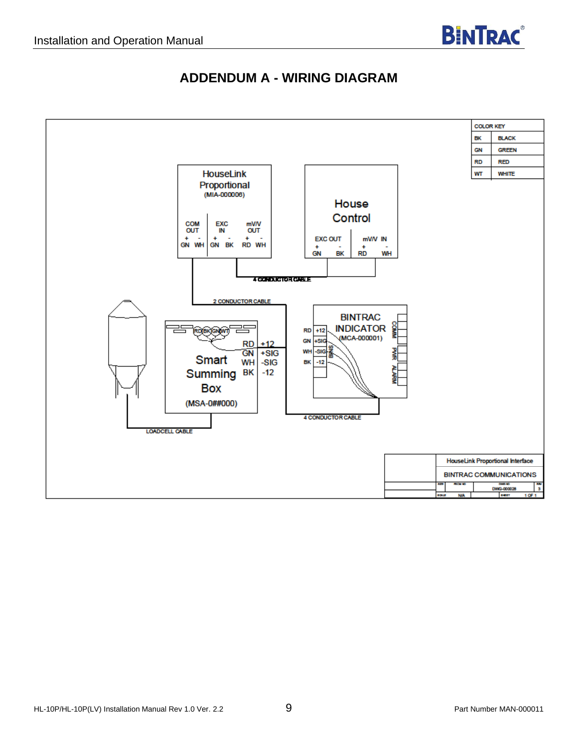# ADDENDUM A - WIRING DIAGRAM

| COLOR KEY | |
|---|---|
| BK | BLACK |
| GN | GREEN |
| RD | RED |
| WT | WHITE |

HouseLink Proportional (MIA-000006)

| COM OUT | | EXC IN | | mV/V OUT | |
|---|---|---|---|---|---|
| + | - | + | - | + | - |
| GN | WH | GN | BK | RD | WH |

House Control

| EXC OUT | | mV/V IN | |
|---|---|---|---|
| + | - | + | - |
| GN | BK | RD | WH |

4 CONDUCTOR CABLE

2 CONDUCTOR CABLE

Smart Summing Box (MSA-0##000)

RD(BK)GN(WT)

| RD | +12 |
|---|---|
| GN | +SIG |
| WH | -SIG |
| BK | -12 |

BINTRAC INDICATOR (MCA-000001)

| RD | +12 |
|---|---|
| GN | +SIG |
| WH | -SIG |
| BK | -12 |

BINS, COMM, PWR, ALARM

4 CONDUCTOR CABLE

LOADCELL CABLE

| | |
|---|---|
| HouseLink Proportional Interface | |
| BINTRAC COMMUNICATIONS | |
| DWG NO DWG-000028 | REV 3 |
| SCALE N/A | SHEET 1 OF 1 |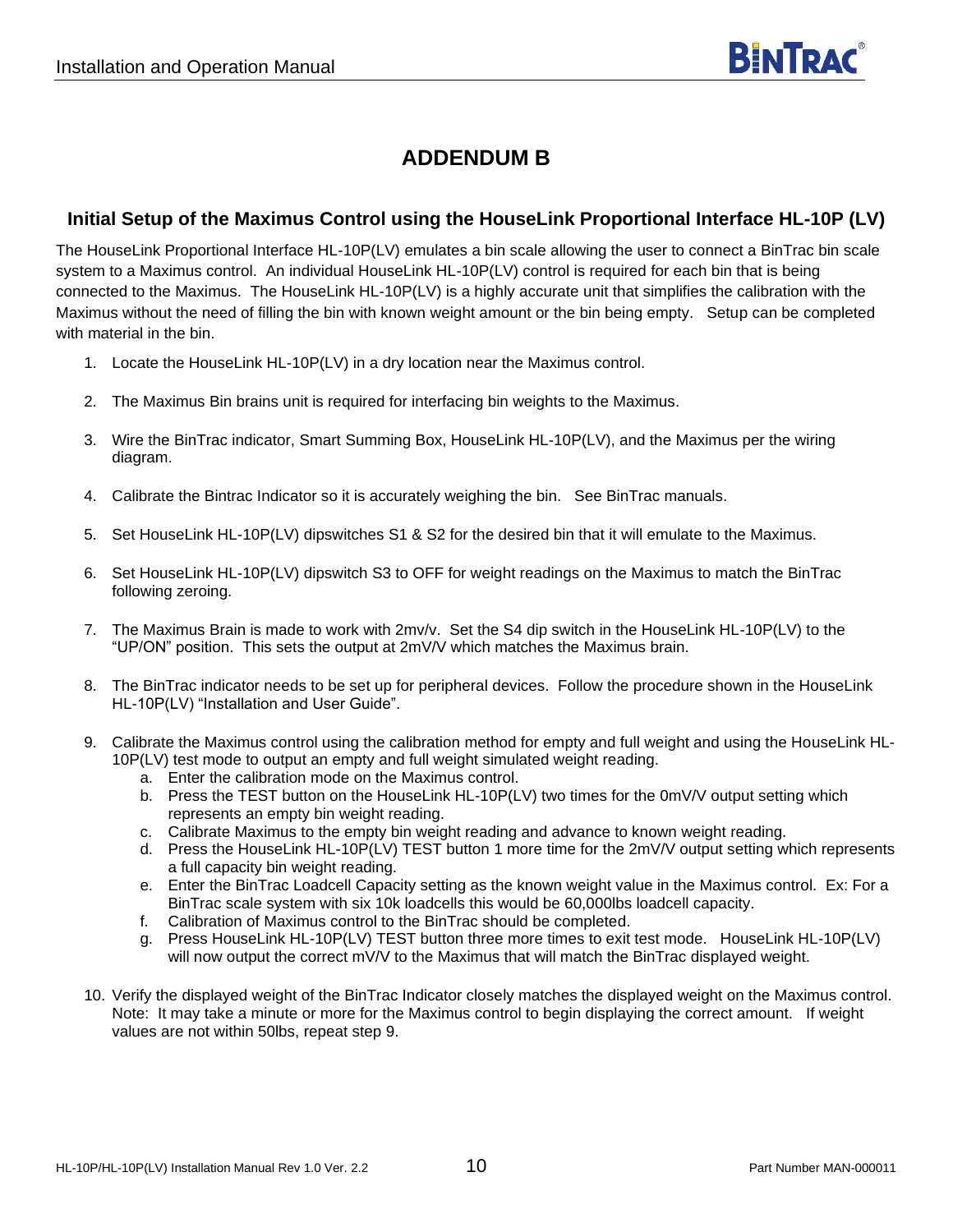# ADDENDUM B

## Initial Setup of the Maximus Control using the HouseLink Proportional Interface HL-10P (LV)

The HouseLink Proportional Interface HL-10P(LV) emulates a bin scale allowing the user to connect a BinTrac bin scale system to a Maximus control. An individual HouseLink HL-10P(LV) control is required for each bin that is being connected to the Maximus. The HouseLink HL-10P(LV) is a highly accurate unit that simplifies the calibration with the Maximus without the need of filling the bin with known weight amount or the bin being empty. Setup can be completed with material in the bin.

1. Locate the HouseLink HL-10P(LV) in a dry location near the Maximus control.

2. The Maximus Bin brains unit is required for interfacing bin weights to the Maximus.

3. Wire the BinTrac indicator, Smart Summing Box, HouseLink HL-10P(LV), and the Maximus per the wiring diagram.

4. Calibrate the Bintrac Indicator so it is accurately weighing the bin. See BinTrac manuals.

5. Set HouseLink HL-10P(LV) dipswitches S1 & S2 for the desired bin that it will emulate to the Maximus.

6. Set HouseLink HL-10P(LV) dipswitch S3 to OFF for weight readings on the Maximus to match the BinTrac following zeroing.

7. The Maximus Brain is made to work with 2mv/v. Set the S4 dip switch in the HouseLink HL-10P(LV) to the "UP/ON" position. This sets the output at 2mV/V which matches the Maximus brain.

8. The BinTrac indicator needs to be set up for peripheral devices. Follow the procedure shown in the HouseLink HL-10P(LV) "Installation and User Guide".

9. Calibrate the Maximus control using the calibration method for empty and full weight and using the HouseLink HL-10P(LV) test mode to output an empty and full weight simulated weight reading.
   a. Enter the calibration mode on the Maximus control.
   b. Press the TEST button on the HouseLink HL-10P(LV) two times for the 0mV/V output setting which represents an empty bin weight reading.
   c. Calibrate Maximus to the empty bin weight reading and advance to known weight reading.
   d. Press the HouseLink HL-10P(LV) TEST button 1 more time for the 2mV/V output setting which represents a full capacity bin weight reading.
   e. Enter the BinTrac Loadcell Capacity setting as the known weight value in the Maximus control. Ex: For a BinTrac scale system with six 10k loadcells this would be 60,000lbs loadcell capacity.
   f. Calibration of Maximus control to the BinTrac should be completed.
   g. Press HouseLink HL-10P(LV) TEST button three more times to exit test mode. HouseLink HL-10P(LV) will now output the correct mV/V to the Maximus that will match the BinTrac displayed weight.

10. Verify the displayed weight of the BinTrac Indicator closely matches the displayed weight on the Maximus control. Note: It may take a minute or more for the Maximus control to begin displaying the correct amount. If weight values are not within 50lbs, repeat step 9.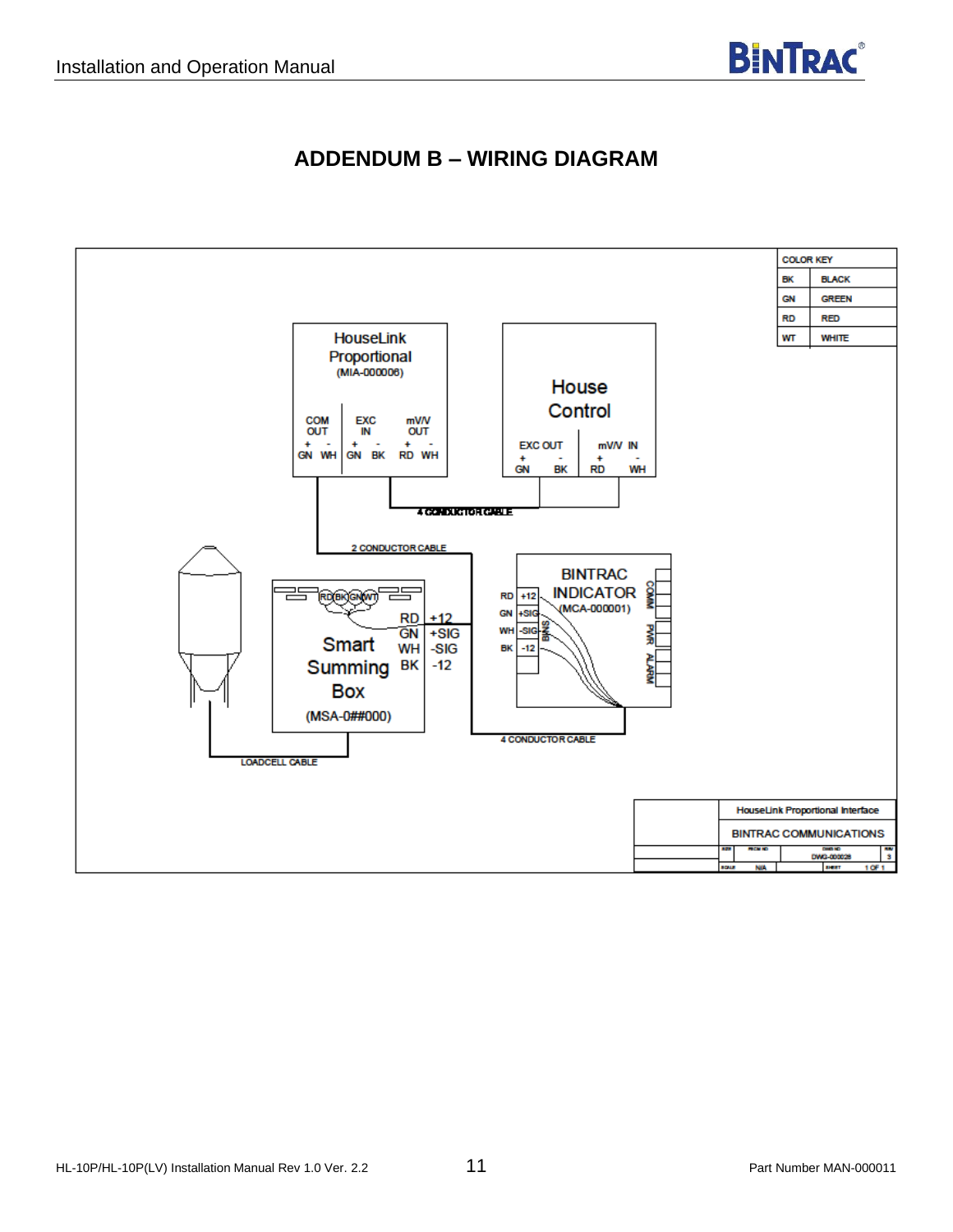# ADDENDUM B – WIRING DIAGRAM

COLOR KEY

| | |
|---|---|
| BK | BLACK |
| GN | GREEN |
| RD | RED |
| WT | WHITE |

HouseLink Proportional (MIA-000006)

COM OUT + - GN WH | EXC IN + - GN BK | mV/V OUT + - RD WH

House Control

EXC OUT + - GN BK | mV/V IN + - RD WH

4 CONDUCTOR CABLE

2 CONDUCTOR CABLE

Smart Summing Box (MSA-0##000)

RD BK GN WT

RD +12
GN +SIG
WH -SIG
BK -12

BINTRAC INDICATOR (MCA-000001)

RD +12
GN +SIG
WH -SIG
BK -12

BINS

COMM

PWR

ALARM

4 CONDUCTOR CABLE

LOADCELL CABLE

HouseLink Proportional Interface

BINTRAC COMMUNICATIONS

DWG-000028 | REV 3

SCALE N/A | SHEET 1 OF 1